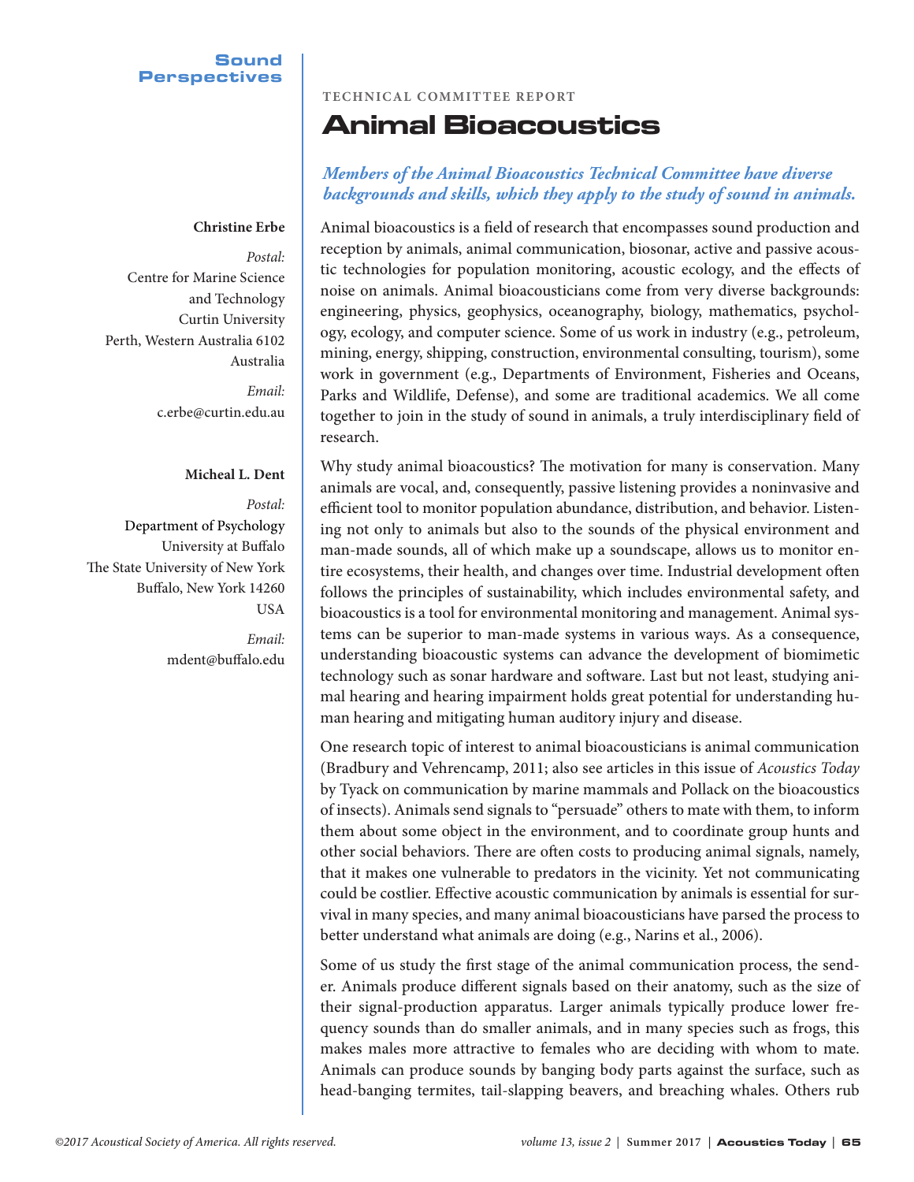Sound Perspectives

TECHNICAL COMMITTEE REPORT

# Animal Bioacoustics

***Members of the Animal Bioacoustics Technical Committee have diverse backgrounds and skills, which they apply to the study of sound in animals.***

**Christine Erbe**

*Postal:*
Centre for Marine Science and Technology
Curtin University
Perth, Western Australia 6102
Australia

*Email:*
c.erbe@curtin.edu.au

**Micheal L. Dent**

*Postal:*
Department of Psychology
University at Buffalo
The State University of New York
Buffalo, New York 14260
USA

*Email:*
mdent@buffalo.edu

Animal bioacoustics is a field of research that encompasses sound production and reception by animals, animal communication, biosonar, active and passive acoustic technologies for population monitoring, acoustic ecology, and the effects of noise on animals. Animal bioacousticians come from very diverse backgrounds: engineering, physics, geophysics, oceanography, biology, mathematics, psychology, ecology, and computer science. Some of us work in industry (e.g., petroleum, mining, energy, shipping, construction, environmental consulting, tourism), some work in government (e.g., Departments of Environment, Fisheries and Oceans, Parks and Wildlife, Defense), and some are traditional academics. We all come together to join in the study of sound in animals, a truly interdisciplinary field of research.

Why study animal bioacoustics? The motivation for many is conservation. Many animals are vocal, and, consequently, passive listening provides a noninvasive and efficient tool to monitor population abundance, distribution, and behavior. Listening not only to animals but also to the sounds of the physical environment and man-made sounds, all of which make up a soundscape, allows us to monitor entire ecosystems, their health, and changes over time. Industrial development often follows the principles of sustainability, which includes environmental safety, and bioacoustics is a tool for environmental monitoring and management. Animal systems can be superior to man-made systems in various ways. As a consequence, understanding bioacoustic systems can advance the development of biomimetic technology such as sonar hardware and software. Last but not least, studying animal hearing and hearing impairment holds great potential for understanding human hearing and mitigating human auditory injury and disease.

One research topic of interest to animal bioacousticians is animal communication (Bradbury and Vehrencamp, 2011; also see articles in this issue of *Acoustics Today* by Tyack on communication by marine mammals and Pollack on the bioacoustics of insects). Animals send signals to "persuade" others to mate with them, to inform them about some object in the environment, and to coordinate group hunts and other social behaviors. There are often costs to producing animal signals, namely, that it makes one vulnerable to predators in the vicinity. Yet not communicating could be costlier. Effective acoustic communication by animals is essential for survival in many species, and many animal bioacousticians have parsed the process to better understand what animals are doing (e.g., Narins et al., 2006).

Some of us study the first stage of the animal communication process, the sender. Animals produce different signals based on their anatomy, such as the size of their signal-production apparatus. Larger animals typically produce lower frequency sounds than do smaller animals, and in many species such as frogs, this makes males more attractive to females who are deciding with whom to mate. Animals can produce sounds by banging body parts against the surface, such as head-banging termites, tail-slapping beavers, and breaching whales. Others rub

©2017 Acoustical Society of America. All rights reserved.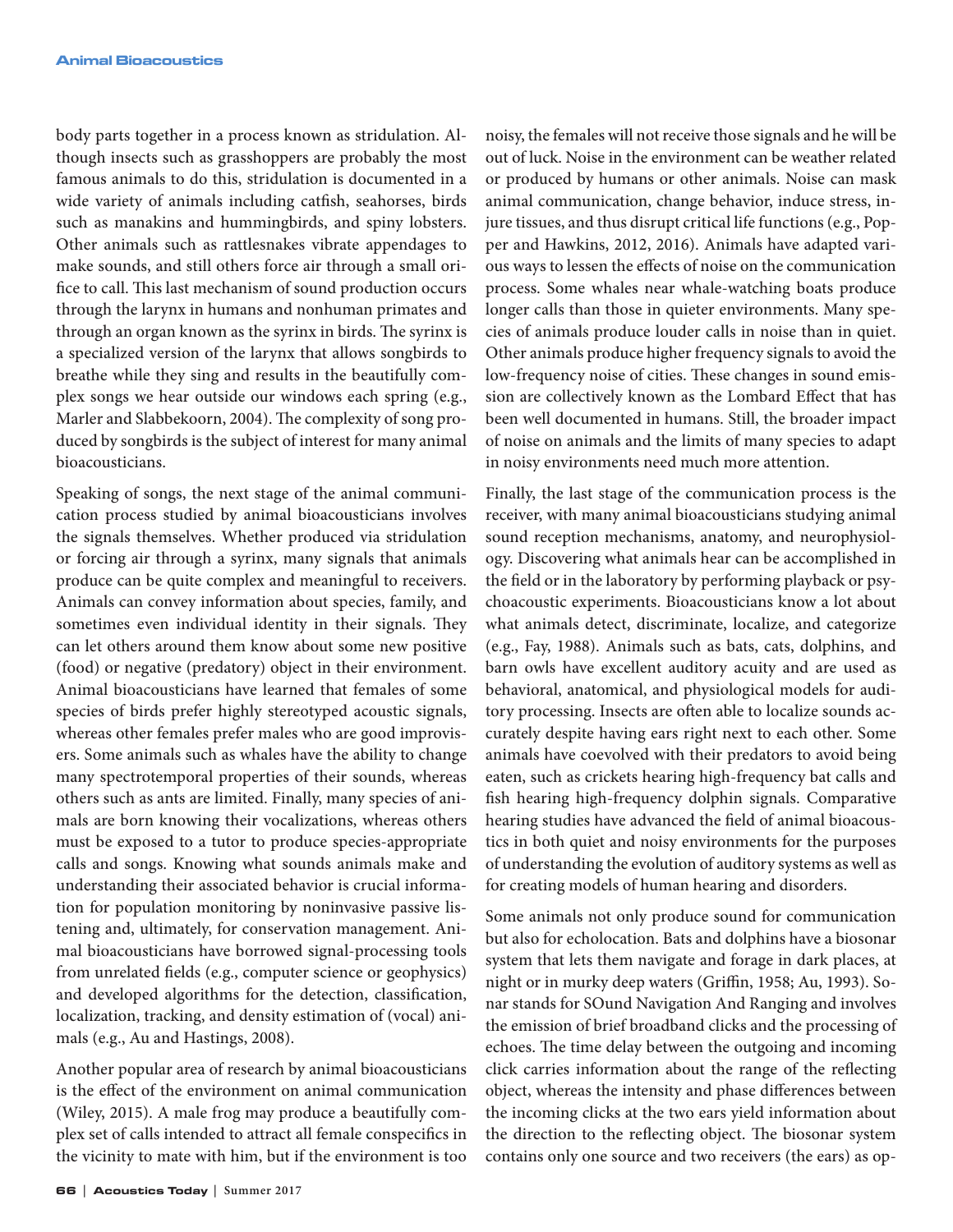body parts together in a process known as stridulation. Although insects such as grasshoppers are probably the most famous animals to do this, stridulation is documented in a wide variety of animals including catfish, seahorses, birds such as manakins and hummingbirds, and spiny lobsters. Other animals such as rattlesnakes vibrate appendages to make sounds, and still others force air through a small orifice to call. This last mechanism of sound production occurs through the larynx in humans and nonhuman primates and through an organ known as the syrinx in birds. The syrinx is a specialized version of the larynx that allows songbirds to breathe while they sing and results in the beautifully complex songs we hear outside our windows each spring (e.g., Marler and Slabbekoorn, 2004). The complexity of song produced by songbirds is the subject of interest for many animal bioacousticians.

Speaking of songs, the next stage of the animal communication process studied by animal bioacousticians involves the signals themselves. Whether produced via stridulation or forcing air through a syrinx, many signals that animals produce can be quite complex and meaningful to receivers. Animals can convey information about species, family, and sometimes even individual identity in their signals. They can let others around them know about some new positive (food) or negative (predatory) object in their environment. Animal bioacousticians have learned that females of some species of birds prefer highly stereotyped acoustic signals, whereas other females prefer males who are good improvisers. Some animals such as whales have the ability to change many spectrotemporal properties of their sounds, whereas others such as ants are limited. Finally, many species of animals are born knowing their vocalizations, whereas others must be exposed to a tutor to produce species-appropriate calls and songs. Knowing what sounds animals make and understanding their associated behavior is crucial information for population monitoring by noninvasive passive listening and, ultimately, for conservation management. Animal bioacousticians have borrowed signal-processing tools from unrelated fields (e.g., computer science or geophysics) and developed algorithms for the detection, classification, localization, tracking, and density estimation of (vocal) animals (e.g., Au and Hastings, 2008).

Another popular area of research by animal bioacousticians is the effect of the environment on animal communication (Wiley, 2015). A male frog may produce a beautifully complex set of calls intended to attract all female conspecifics in the vicinity to mate with him, but if the environment is too noisy, the females will not receive those signals and he will be out of luck. Noise in the environment can be weather related or produced by humans or other animals. Noise can mask animal communication, change behavior, induce stress, injure tissues, and thus disrupt critical life functions (e.g., Popper and Hawkins, 2012, 2016). Animals have adapted various ways to lessen the effects of noise on the communication process. Some whales near whale-watching boats produce longer calls than those in quieter environments. Many species of animals produce louder calls in noise than in quiet. Other animals produce higher frequency signals to avoid the low-frequency noise of cities. These changes in sound emission are collectively known as the Lombard Effect that has been well documented in humans. Still, the broader impact of noise on animals and the limits of many species to adapt in noisy environments need much more attention.

Finally, the last stage of the communication process is the receiver, with many animal bioacousticians studying animal sound reception mechanisms, anatomy, and neurophysiology. Discovering what animals hear can be accomplished in the field or in the laboratory by performing playback or psychoacoustic experiments. Bioacousticians know a lot about what animals detect, discriminate, localize, and categorize (e.g., Fay, 1988). Animals such as bats, cats, dolphins, and barn owls have excellent auditory acuity and are used as behavioral, anatomical, and physiological models for auditory processing. Insects are often able to localize sounds accurately despite having ears right next to each other. Some animals have coevolved with their predators to avoid being eaten, such as crickets hearing high-frequency bat calls and fish hearing high-frequency dolphin signals. Comparative hearing studies have advanced the field of animal bioacoustics in both quiet and noisy environments for the purposes of understanding the evolution of auditory systems as well as for creating models of human hearing and disorders.

Some animals not only produce sound for communication but also for echolocation. Bats and dolphins have a biosonar system that lets them navigate and forage in dark places, at night or in murky deep waters (Griffin, 1958; Au, 1993). Sonar stands for SOund Navigation And Ranging and involves the emission of brief broadband clicks and the processing of echoes. The time delay between the outgoing and incoming click carries information about the range of the reflecting object, whereas the intensity and phase differences between the incoming clicks at the two ears yield information about the direction to the reflecting object. The biosonar system contains only one source and two receivers (the ears) as op-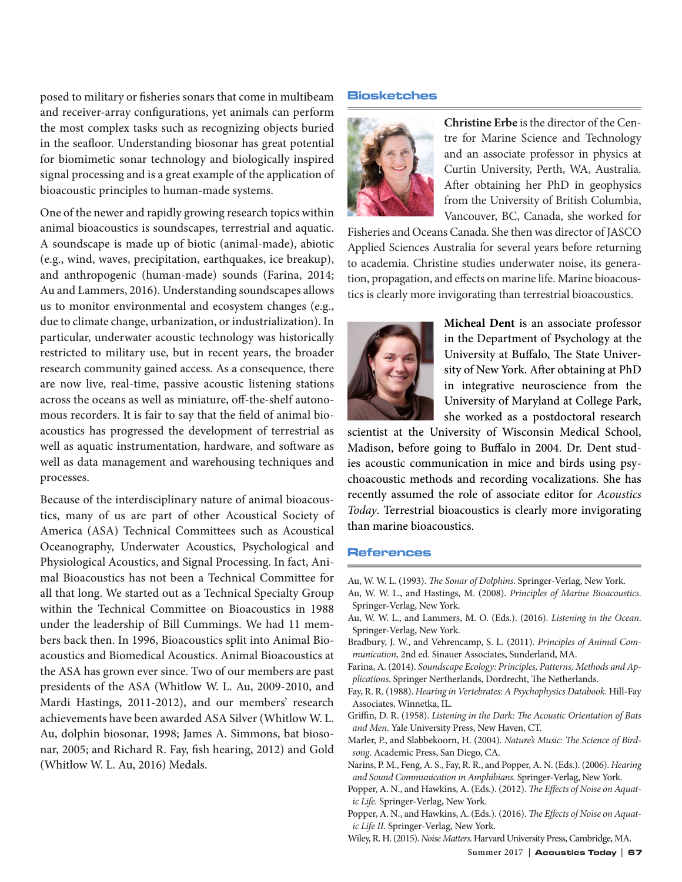posed to military or fisheries sonars that come in multibeam and receiver-array configurations, yet animals can perform the most complex tasks such as recognizing objects buried in the seafloor. Understanding biosonar has great potential for biomimetic sonar technology and biologically inspired signal processing and is a great example of the application of bioacoustic principles to human-made systems.

One of the newer and rapidly growing research topics within animal bioacoustics is soundscapes, terrestrial and aquatic. A soundscape is made up of biotic (animal-made), abiotic (e.g., wind, waves, precipitation, earthquakes, ice breakup), and anthropogenic (human-made) sounds (Farina, 2014; Au and Lammers, 2016). Understanding soundscapes allows us to monitor environmental and ecosystem changes (e.g., due to climate change, urbanization, or industrialization). In particular, underwater acoustic technology was historically restricted to military use, but in recent years, the broader research community gained access. As a consequence, there are now live, real-time, passive acoustic listening stations across the oceans as well as miniature, off-the-shelf autonomous recorders. It is fair to say that the field of animal bioacoustics has progressed the development of terrestrial as well as aquatic instrumentation, hardware, and software as well as data management and warehousing techniques and processes.

Because of the interdisciplinary nature of animal bioacoustics, many of us are part of other Acoustical Society of America (ASA) Technical Committees such as Acoustical Oceanography, Underwater Acoustics, Psychological and Physiological Acoustics, and Signal Processing. In fact, Animal Bioacoustics has not been a Technical Committee for all that long. We started out as a Technical Specialty Group within the Technical Committee on Bioacoustics in 1988 under the leadership of Bill Cummings. We had 11 members back then. In 1996, Bioacoustics split into Animal Bioacoustics and Biomedical Acoustics. Animal Bioacoustics at the ASA has grown ever since. Two of our members are past presidents of the ASA (Whitlow W. L. Au, 2009-2010, and Mardi Hastings, 2011-2012), and our members' research achievements have been awarded ASA Silver (Whitlow W. L. Au, dolphin biosonar, 1998; James A. Simmons, bat biosonar, 2005; and Richard R. Fay, fish hearing, 2012) and Gold (Whitlow W. L. Au, 2016) Medals.

## Biosketches

**Christine Erbe** is the director of the Centre for Marine Science and Technology and an associate professor in physics at Curtin University, Perth, WA, Australia. After obtaining her PhD in geophysics from the University of British Columbia, Vancouver, BC, Canada, she worked for Fisheries and Oceans Canada. She then was director of JASCO Applied Sciences Australia for several years before returning to academia. Christine studies underwater noise, its generation, propagation, and effects on marine life. Marine bioacoustics is clearly more invigorating than terrestrial bioacoustics.

**Micheal Dent** is an associate professor in the Department of Psychology at the University at Buffalo, The State University of New York. After obtaining at PhD in integrative neuroscience from the University of Maryland at College Park, she worked as a postdoctoral research scientist at the University of Wisconsin Medical School, Madison, before going to Buffalo in 2004. Dr. Dent studies acoustic communication in mice and birds using psychoacoustic methods and recording vocalizations. She has recently assumed the role of associate editor for *Acoustics Today*. Terrestrial bioacoustics is clearly more invigorating than marine bioacoustics.

## References

Au, W. W. L. (1993). *The Sonar of Dolphins*. Springer-Verlag, New York.

Au, W. W. L., and Hastings, M. (2008). *Principles of Marine Bioacoustics*. Springer-Verlag, New York.

Au, W. W. L., and Lammers, M. O. (Eds.). (2016). *Listening in the Ocean*. Springer-Verlag, New York.

Bradbury, J. W., and Vehrencamp, S. L. (2011). *Principles of Animal Communication,* 2nd ed. Sinauer Associates, Sunderland, MA.

Farina, A. (2014). *Soundscape Ecology: Principles, Patterns, Methods and Applications*. Springer Nertherlands, Dordrecht, The Netherlands.

Fay, R. R. (1988). *Hearing in Vertebrates: A Psychophysics Databook.* Hill-Fay Associates, Winnetka, IL.

Griffin, D. R. (1958). *Listening in the Dark: The Acoustic Orientation of Bats and Men*. Yale University Press, New Haven, CT.

Marler, P., and Slabbekoorn, H. (2004). *Nature's Music: The Science of Birdsong*. Academic Press, San Diego, CA.

Narins, P. M., Feng, A. S., Fay, R. R., and Popper, A. N. (Eds.). (2006). *Hearing and Sound Communication in Amphibians*. Springer-Verlag, New York.

Popper, A. N., and Hawkins, A. (Eds.). (2012). *The Effects of Noise on Aquatic Life.* Springer-Verlag, New York.

Popper, A. N., and Hawkins, A. (Eds.). (2016). *The Effects of Noise on Aquatic Life II.* Springer-Verlag, New York.

Wiley, R. H. (2015). *Noise Matters*. Harvard University Press, Cambridge, MA.